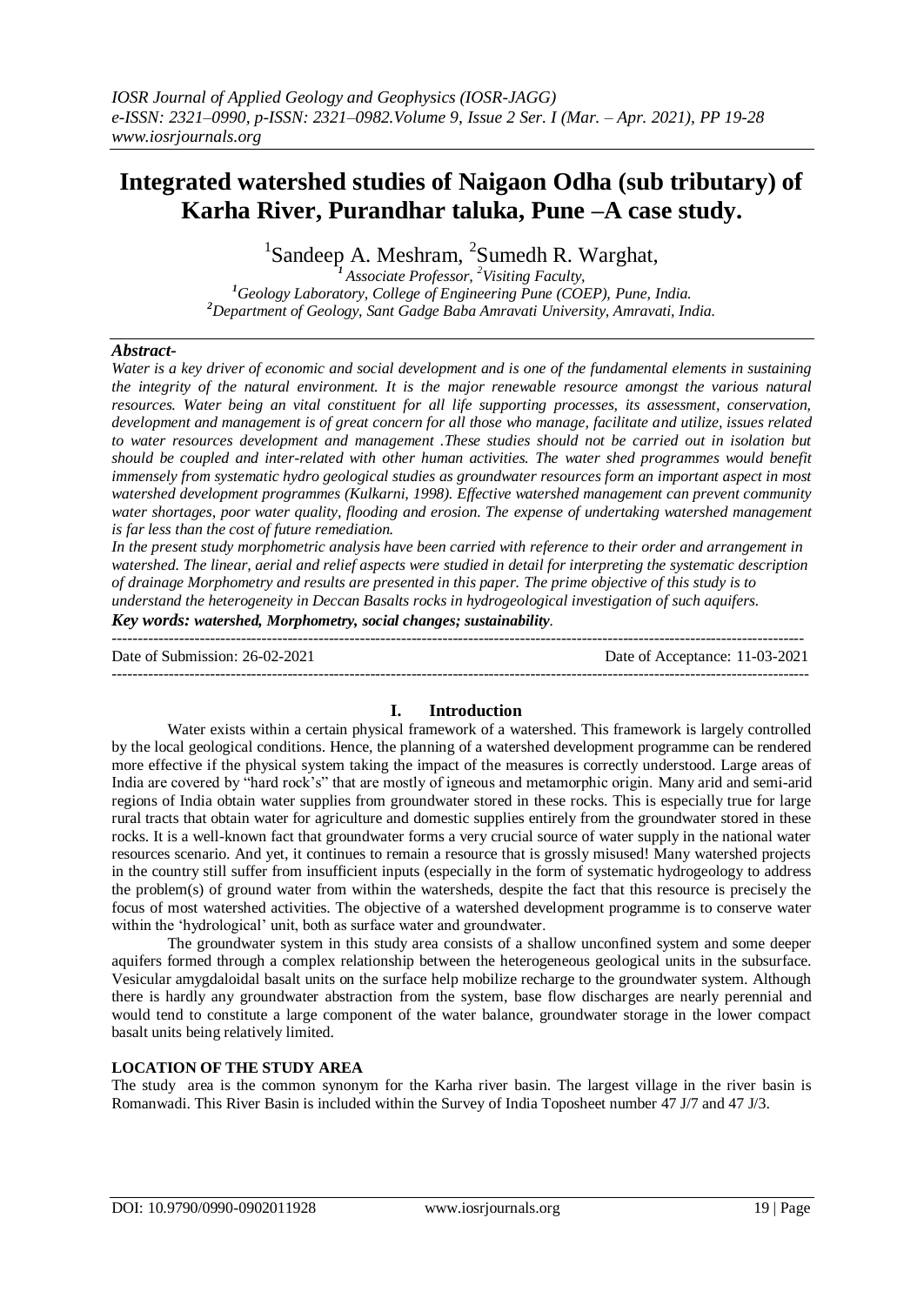# Integrated watershed studies of Naigaon Odha (sub tributary) of Karha River, Purandhar taluka, Pune –A case study.

[1]Sandeep A. Meshram, [2]Sumedh R. Warghat,

[1]*Associate Professor,* [2]*Visiting Faculty,*

[1]*Geology Laboratory, College of Engineering Pune (COEP), Pune, India.*

[2]*Department of Geology, Sant Gadge Baba Amravati University, Amravati, India.*

### *Abstract-*

*Water is a key driver of economic and social development and is one of the fundamental elements in sustaining the integrity of the natural environment. It is the major renewable resource amongst the various natural resources. Water being an vital constituent for all life supporting processes, its assessment, conservation, development and management is of great concern for all those who manage, facilitate and utilize, issues related to water resources development and management .These studies should not be carried out in isolation but should be coupled and inter-related with other human activities. The water shed programmes would benefit immensely from systematic hydro geological studies as groundwater resources form an important aspect in most watershed development programmes (Kulkarni, 1998). Effective watershed management can prevent community water shortages, poor water quality, flooding and erosion. The expense of undertaking watershed management is far less than the cost of future remediation.*

*In the present study morphometric analysis have been carried with reference to their order and arrangement in watershed. The linear, aerial and relief aspects were studied in detail for interpreting the systematic description of drainage Morphometry and results are presented in this paper. The prime objective of this study is to understand the heterogeneity in Deccan Basalts rocks in hydrogeological investigation of such aquifers.*

***Key words:*** ***watershed, Morphometry, social changes; sustainability.***

Date of Submission: 26-02-2021    Date of Acceptance: 11-03-2021

## I. Introduction

Water exists within a certain physical framework of a watershed. This framework is largely controlled by the local geological conditions. Hence, the planning of a watershed development programme can be rendered more effective if the physical system taking the impact of the measures is correctly understood. Large areas of India are covered by "hard rock's" that are mostly of igneous and metamorphic origin. Many arid and semi-arid regions of India obtain water supplies from groundwater stored in these rocks. This is especially true for large rural tracts that obtain water for agriculture and domestic supplies entirely from the groundwater stored in these rocks. It is a well-known fact that groundwater forms a very crucial source of water supply in the national water resources scenario. And yet, it continues to remain a resource that is grossly misused! Many watershed projects in the country still suffer from insufficient inputs (especially in the form of systematic hydrogeology to address the problem(s) of ground water from within the watersheds, despite the fact that this resource is precisely the focus of most watershed activities. The objective of a watershed development programme is to conserve water within the 'hydrological' unit, both as surface water and groundwater.

The groundwater system in this study area consists of a shallow unconfined system and some deeper aquifers formed through a complex relationship between the heterogeneous geological units in the subsurface. Vesicular amygdaloidal basalt units on the surface help mobilize recharge to the groundwater system. Although there is hardly any groundwater abstraction from the system, base flow discharges are nearly perennial and would tend to constitute a large component of the water balance, groundwater storage in the lower compact basalt units being relatively limited.

**LOCATION OF THE STUDY AREA**

The study area is the common synonym for the Karha river basin. The largest village in the river basin is Romanwadi. This River Basin is included within the Survey of India Toposheet number 47 J/7 and 47 J/3.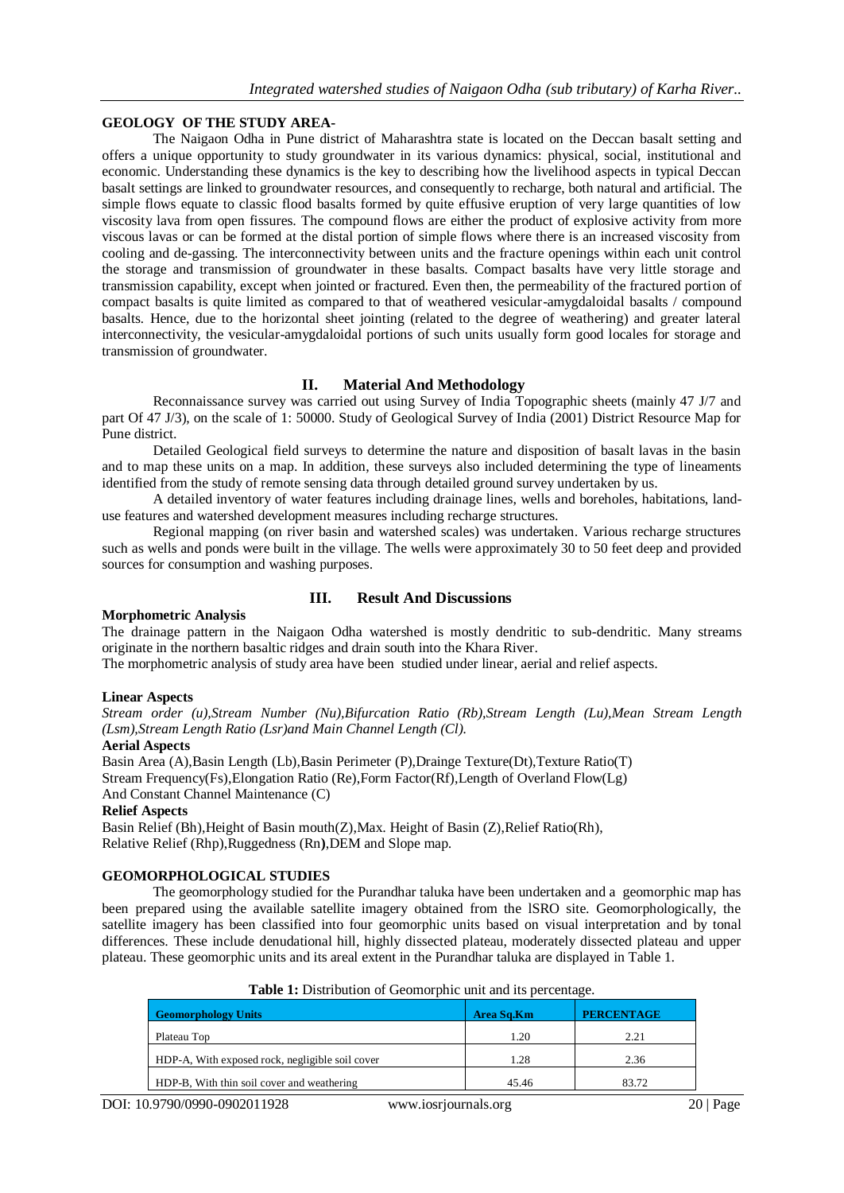**GEOLOGY OF THE STUDY AREA-**

The Naigaon Odha in Pune district of Maharashtra state is located on the Deccan basalt setting and offers a unique opportunity to study groundwater in its various dynamics: physical, social, institutional and economic. Understanding these dynamics is the key to describing how the livelihood aspects in typical Deccan basalt settings are linked to groundwater resources, and consequently to recharge, both natural and artificial. The simple flows equate to classic flood basalts formed by quite effusive eruption of very large quantities of low viscosity lava from open fissures. The compound flows are either the product of explosive activity from more viscous lavas or can be formed at the distal portion of simple flows where there is an increased viscosity from cooling and de-gassing. The interconnectivity between units and the fracture openings within each unit control the storage and transmission of groundwater in these basalts. Compact basalts have very little storage and transmission capability, except when jointed or fractured. Even then, the permeability of the fractured portion of compact basalts is quite limited as compared to that of weathered vesicular-amygdaloidal basalts / compound basalts. Hence, due to the horizontal sheet jointing (related to the degree of weathering) and greater lateral interconnectivity, the vesicular-amygdaloidal portions of such units usually form good locales for storage and transmission of groundwater.

## II. Material And Methodology

Reconnaissance survey was carried out using Survey of India Topographic sheets (mainly 47 J/7 and part Of 47 J/3), on the scale of 1: 50000. Study of Geological Survey of India (2001) District Resource Map for Pune district.

Detailed Geological field surveys to determine the nature and disposition of basalt lavas in the basin and to map these units on a map. In addition, these surveys also included determining the type of lineaments identified from the study of remote sensing data through detailed ground survey undertaken by us.

A detailed inventory of water features including drainage lines, wells and boreholes, habitations, land-use features and watershed development measures including recharge structures.

Regional mapping (on river basin and watershed scales) was undertaken. Various recharge structures such as wells and ponds were built in the village. The wells were approximately 30 to 50 feet deep and provided sources for consumption and washing purposes.

## III. Result And Discussions

**Morphometric Analysis**

The drainage pattern in the Naigaon Odha watershed is mostly dendritic to sub-dendritic. Many streams originate in the northern basaltic ridges and drain south into the Khara River.

The morphometric analysis of study area have been studied under linear, aerial and relief aspects.

**Linear Aspects**

*Stream order (u),Stream Number (Nu),Bifurcation Ratio (Rb),Stream Length (Lu),Mean Stream Length (Lsm),Stream Length Ratio (Lsr)and Main Channel Length (Cl).*

**Aerial Aspects**

Basin Area (A),Basin Length (Lb),Basin Perimeter (P),Drainge Texture(Dt),Texture Ratio(T)
Stream Frequency(Fs),Elongation Ratio (Re),Form Factor(Rf),Length of Overland Flow(Lg)
And Constant Channel Maintenance (C)

**Relief Aspects**

Basin Relief (Bh),Height of Basin mouth(Z),Max. Height of Basin (Z),Relief Ratio(Rh),
Relative Relief (Rhp),Ruggedness (Rn),DEM and Slope map.

**GEOMORPHOLOGICAL STUDIES**

The geomorphology studied for the Purandhar taluka have been undertaken and a geomorphic map has been prepared using the available satellite imagery obtained from the lSRO site. Geomorphologically, the satellite imagery has been classified into four geomorphic units based on visual interpretation and by tonal differences. These include denudational hill, highly dissected plateau, moderately dissected plateau and upper plateau. These geomorphic units and its areal extent in the Purandhar taluka are displayed in Table 1.

**Table 1:** Distribution of Geomorphic unit and its percentage.

| Geomorphology Units | Area Sq.Km | PERCENTAGE |
|---|---|---|
| Plateau Top | 1.20 | 2.21 |
| HDP-A, With exposed rock, negligible soil cover | 1.28 | 2.36 |
| HDP-B, With thin soil cover and weathering | 45.46 | 83.72 |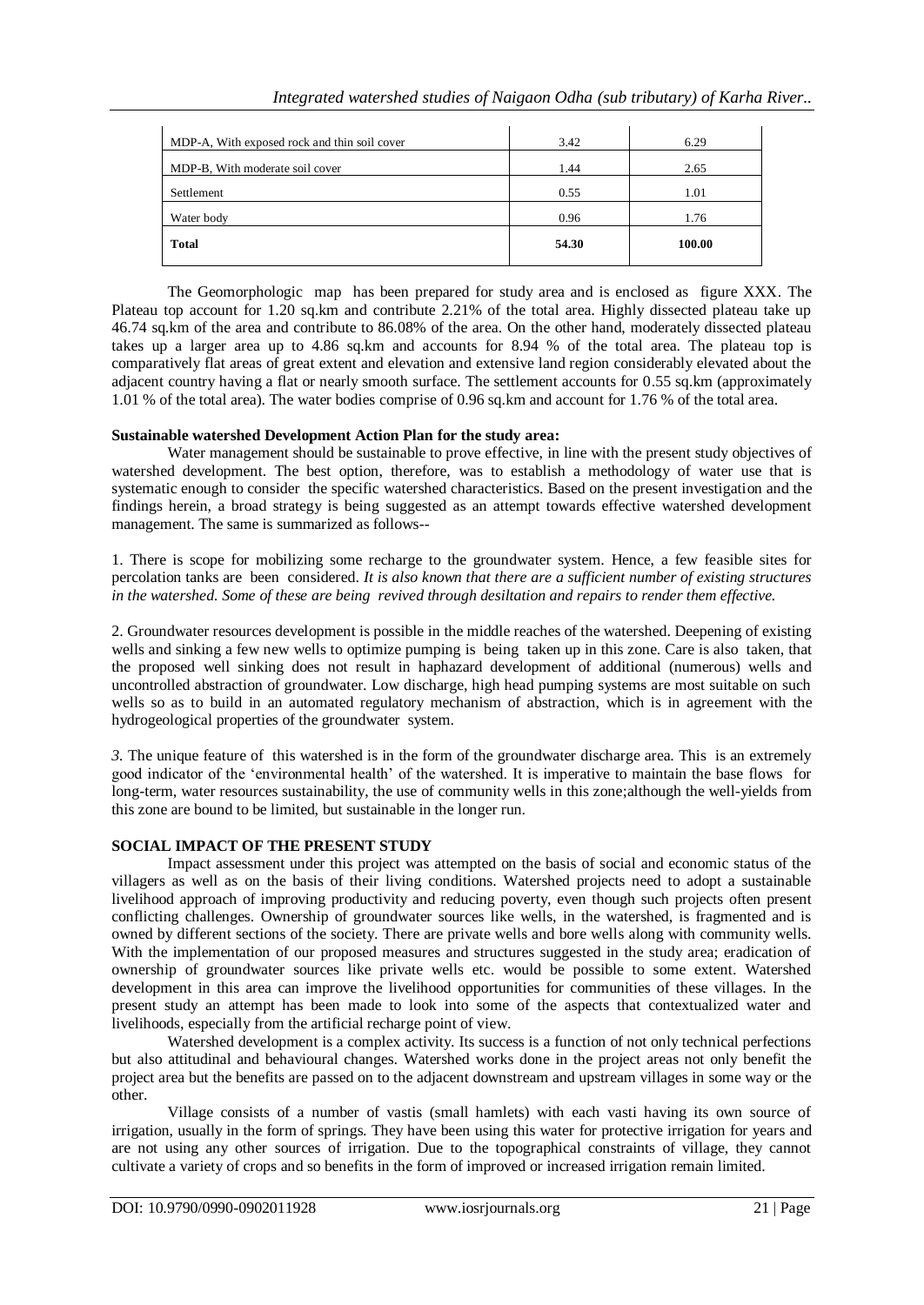| MDP-A, With exposed rock and thin soil cover | 3.42 | 6.29 |
|---|---|---|
| MDP-B, With moderate soil cover | 1.44 | 2.65 |
| Settlement | 0.55 | 1.01 |
| Water body | 0.96 | 1.76 |
| **Total** | **54.30** | **100.00** |

The Geomorphologic map has been prepared for study area and is enclosed as figure XXX. The Plateau top account for 1.20 sq.km and contribute 2.21% of the total area. Highly dissected plateau take up 46.74 sq.km of the area and contribute to 86.08% of the area. On the other hand, moderately dissected plateau takes up a larger area up to 4.86 sq.km and accounts for 8.94 % of the total area. The plateau top is comparatively flat areas of great extent and elevation and extensive land region considerably elevated about the adjacent country having a flat or nearly smooth surface. The settlement accounts for 0.55 sq.km (approximately 1.01 % of the total area). The water bodies comprise of 0.96 sq.km and account for 1.76 % of the total area.

**Sustainable watershed Development Action Plan for the study area:**

Water management should be sustainable to prove effective, in line with the present study objectives of watershed development. The best option, therefore, was to establish a methodology of water use that is systematic enough to consider the specific watershed characteristics. Based on the present investigation and the findings herein, a broad strategy is being suggested as an attempt towards effective watershed development management. The same is summarized as follows--

1. There is scope for mobilizing some recharge to the groundwater system. Hence, a few feasible sites for percolation tanks are been considered. *It is also known that there are a sufficient number of existing structures in the watershed. Some of these are being revived through desiltation and repairs to render them effective.*

2. Groundwater resources development is possible in the middle reaches of the watershed. Deepening of existing wells and sinking a few new wells to optimize pumping is being taken up in this zone. Care is also taken, that the proposed well sinking does not result in haphazard development of additional (numerous) wells and uncontrolled abstraction of groundwater. Low discharge, high head pumping systems are most suitable on such wells so as to build in an automated regulatory mechanism of abstraction, which is in agreement with the hydrogeological properties of the groundwater system.

*3.* The unique feature of this watershed is in the form of the groundwater discharge area. This is an extremely good indicator of the 'environmental health' of the watershed. It is imperative to maintain the base flows for long-term, water resources sustainability, the use of community wells in this zone;although the well-yields from this zone are bound to be limited, but sustainable in the longer run.

**SOCIAL IMPACT OF THE PRESENT STUDY**

Impact assessment under this project was attempted on the basis of social and economic status of the villagers as well as on the basis of their living conditions. Watershed projects need to adopt a sustainable livelihood approach of improving productivity and reducing poverty, even though such projects often present conflicting challenges. Ownership of groundwater sources like wells, in the watershed, is fragmented and is owned by different sections of the society. There are private wells and bore wells along with community wells. With the implementation of our proposed measures and structures suggested in the study area; eradication of ownership of groundwater sources like private wells etc. would be possible to some extent. Watershed development in this area can improve the livelihood opportunities for communities of these villages. In the present study an attempt has been made to look into some of the aspects that contextualized water and livelihoods, especially from the artificial recharge point of view.

Watershed development is a complex activity. Its success is a function of not only technical perfections but also attitudinal and behavioural changes. Watershed works done in the project areas not only benefit the project area but the benefits are passed on to the adjacent downstream and upstream villages in some way or the other.

Village consists of a number of vastis (small hamlets) with each vasti having its own source of irrigation, usually in the form of springs. They have been using this water for protective irrigation for years and are not using any other sources of irrigation. Due to the topographical constraints of village, they cannot cultivate a variety of crops and so benefits in the form of improved or increased irrigation remain limited.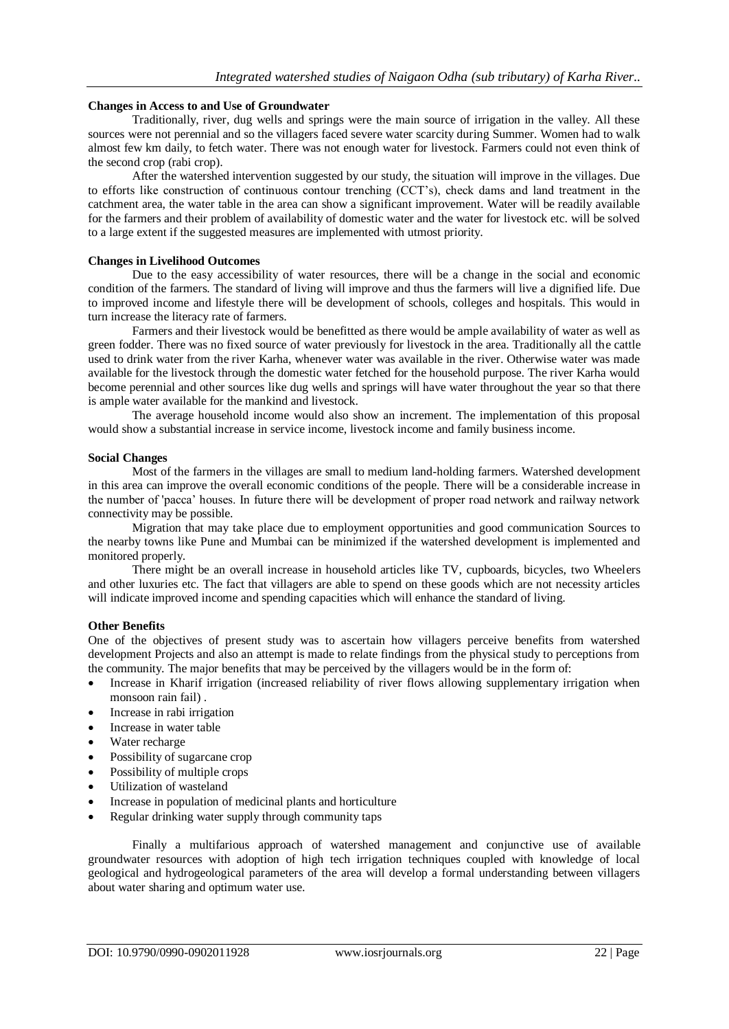### Changes in Access to and Use of Groundwater

Traditionally, river, dug wells and springs were the main source of irrigation in the valley. All these sources were not perennial and so the villagers faced severe water scarcity during Summer. Women had to walk almost few km daily, to fetch water. There was not enough water for livestock. Farmers could not even think of the second crop (rabi crop).

After the watershed intervention suggested by our study, the situation will improve in the villages. Due to efforts like construction of continuous contour trenching (CCT's), check dams and land treatment in the catchment area, the water table in the area can show a significant improvement. Water will be readily available for the farmers and their problem of availability of domestic water and the water for livestock etc. will be solved to a large extent if the suggested measures are implemented with utmost priority.

### Changes in Livelihood Outcomes

Due to the easy accessibility of water resources, there will be a change in the social and economic condition of the farmers. The standard of living will improve and thus the farmers will live a dignified life. Due to improved income and lifestyle there will be development of schools, colleges and hospitals. This would in turn increase the literacy rate of farmers.

Farmers and their livestock would be benefitted as there would be ample availability of water as well as green fodder. There was no fixed source of water previously for livestock in the area. Traditionally all the cattle used to drink water from the river Karha, whenever water was available in the river. Otherwise water was made available for the livestock through the domestic water fetched for the household purpose. The river Karha would become perennial and other sources like dug wells and springs will have water throughout the year so that there is ample water available for the mankind and livestock.

The average household income would also show an increment. The implementation of this proposal would show a substantial increase in service income, livestock income and family business income.

### Social Changes

Most of the farmers in the villages are small to medium land-holding farmers. Watershed development in this area can improve the overall economic conditions of the people. There will be a considerable increase in the number of 'pacca' houses. In future there will be development of proper road network and railway network connectivity may be possible.

Migration that may take place due to employment opportunities and good communication Sources to the nearby towns like Pune and Mumbai can be minimized if the watershed development is implemented and monitored properly.

There might be an overall increase in household articles like TV, cupboards, bicycles, two Wheelers and other luxuries etc. The fact that villagers are able to spend on these goods which are not necessity articles will indicate improved income and spending capacities which will enhance the standard of living.

### Other Benefits

One of the objectives of present study was to ascertain how villagers perceive benefits from watershed development Projects and also an attempt is made to relate findings from the physical study to perceptions from the community. The major benefits that may be perceived by the villagers would be in the form of:

- Increase in Kharif irrigation (increased reliability of river flows allowing supplementary irrigation when monsoon rain fail) .
- Increase in rabi irrigation
- Increase in water table
- Water recharge
- Possibility of sugarcane crop
- Possibility of multiple crops
- Utilization of wasteland
- Increase in population of medicinal plants and horticulture
- Regular drinking water supply through community taps

Finally a multifarious approach of watershed management and conjunctive use of available groundwater resources with adoption of high tech irrigation techniques coupled with knowledge of local geological and hydrogeological parameters of the area will develop a formal understanding between villagers about water sharing and optimum water use.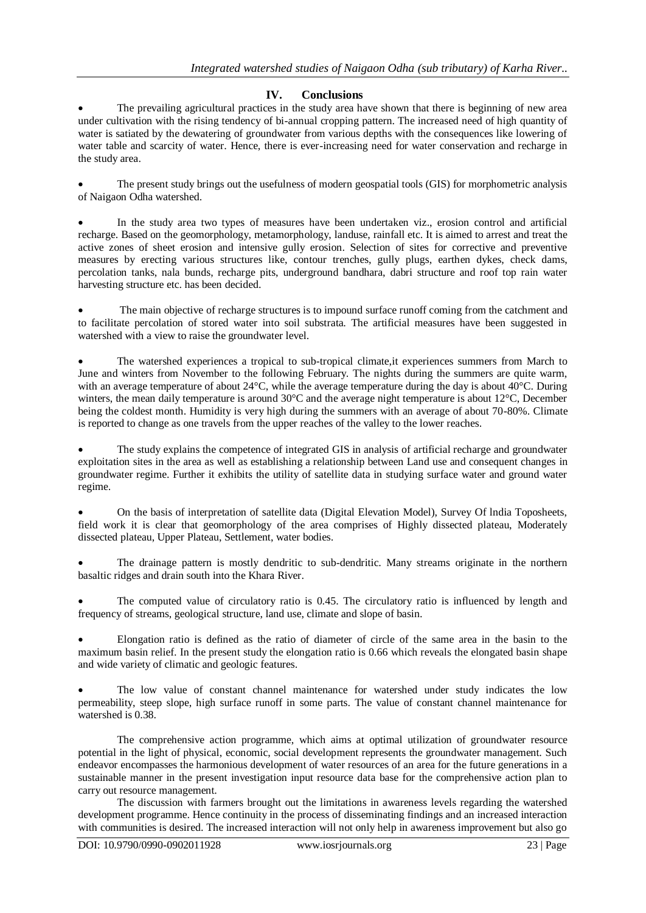## IV. Conclusions

- The prevailing agricultural practices in the study area have shown that there is beginning of new area under cultivation with the rising tendency of bi-annual cropping pattern. The increased need of high quantity of water is satiated by the dewatering of groundwater from various depths with the consequences like lowering of water table and scarcity of water. Hence, there is ever-increasing need for water conservation and recharge in the study area.

- The present study brings out the usefulness of modern geospatial tools (GIS) for morphometric analysis of Naigaon Odha watershed.

- In the study area two types of measures have been undertaken viz., erosion control and artificial recharge. Based on the geomorphology, metamorphology, landuse, rainfall etc. It is aimed to arrest and treat the active zones of sheet erosion and intensive gully erosion. Selection of sites for corrective and preventive measures by erecting various structures like, contour trenches, gully plugs, earthen dykes, check dams, percolation tanks, nala bunds, recharge pits, underground bandhara, dabri structure and roof top rain water harvesting structure etc. has been decided.

- The main objective of recharge structures is to impound surface runoff coming from the catchment and to facilitate percolation of stored water into soil substrata. The artificial measures have been suggested in watershed with a view to raise the groundwater level.

- The watershed experiences a tropical to sub-tropical climate,it experiences summers from March to June and winters from November to the following February. The nights during the summers are quite warm, with an average temperature of about 24°C, while the average temperature during the day is about 40°C. During winters, the mean daily temperature is around 30°C and the average night temperature is about 12°C, December being the coldest month. Humidity is very high during the summers with an average of about 70-80%. Climate is reported to change as one travels from the upper reaches of the valley to the lower reaches.

- The study explains the competence of integrated GIS in analysis of artificial recharge and groundwater exploitation sites in the area as well as establishing a relationship between Land use and consequent changes in groundwater regime. Further it exhibits the utility of satellite data in studying surface water and ground water regime.

- On the basis of interpretation of satellite data (Digital Elevation Model), Survey Of lndia Toposheets, field work it is clear that geomorphology of the area comprises of Highly dissected plateau, Moderately dissected plateau, Upper Plateau, Settlement, water bodies.

- The drainage pattern is mostly dendritic to sub-dendritic. Many streams originate in the northern basaltic ridges and drain south into the Khara River.

- The computed value of circulatory ratio is 0.45. The circulatory ratio is influenced by length and frequency of streams, geological structure, land use, climate and slope of basin.

- Elongation ratio is defined as the ratio of diameter of circle of the same area in the basin to the maximum basin relief. In the present study the elongation ratio is 0.66 which reveals the elongated basin shape and wide variety of climatic and geologic features.

- The low value of constant channel maintenance for watershed under study indicates the low permeability, steep slope, high surface runoff in some parts. The value of constant channel maintenance for watershed is 0.38.

The comprehensive action programme, which aims at optimal utilization of groundwater resource potential in the light of physical, economic, social development represents the groundwater management. Such endeavor encompasses the harmonious development of water resources of an area for the future generations in a sustainable manner in the present investigation input resource data base for the comprehensive action plan to carry out resource management.

The discussion with farmers brought out the limitations in awareness levels regarding the watershed development programme. Hence continuity in the process of disseminating findings and an increased interaction with communities is desired. The increased interaction will not only help in awareness improvement but also go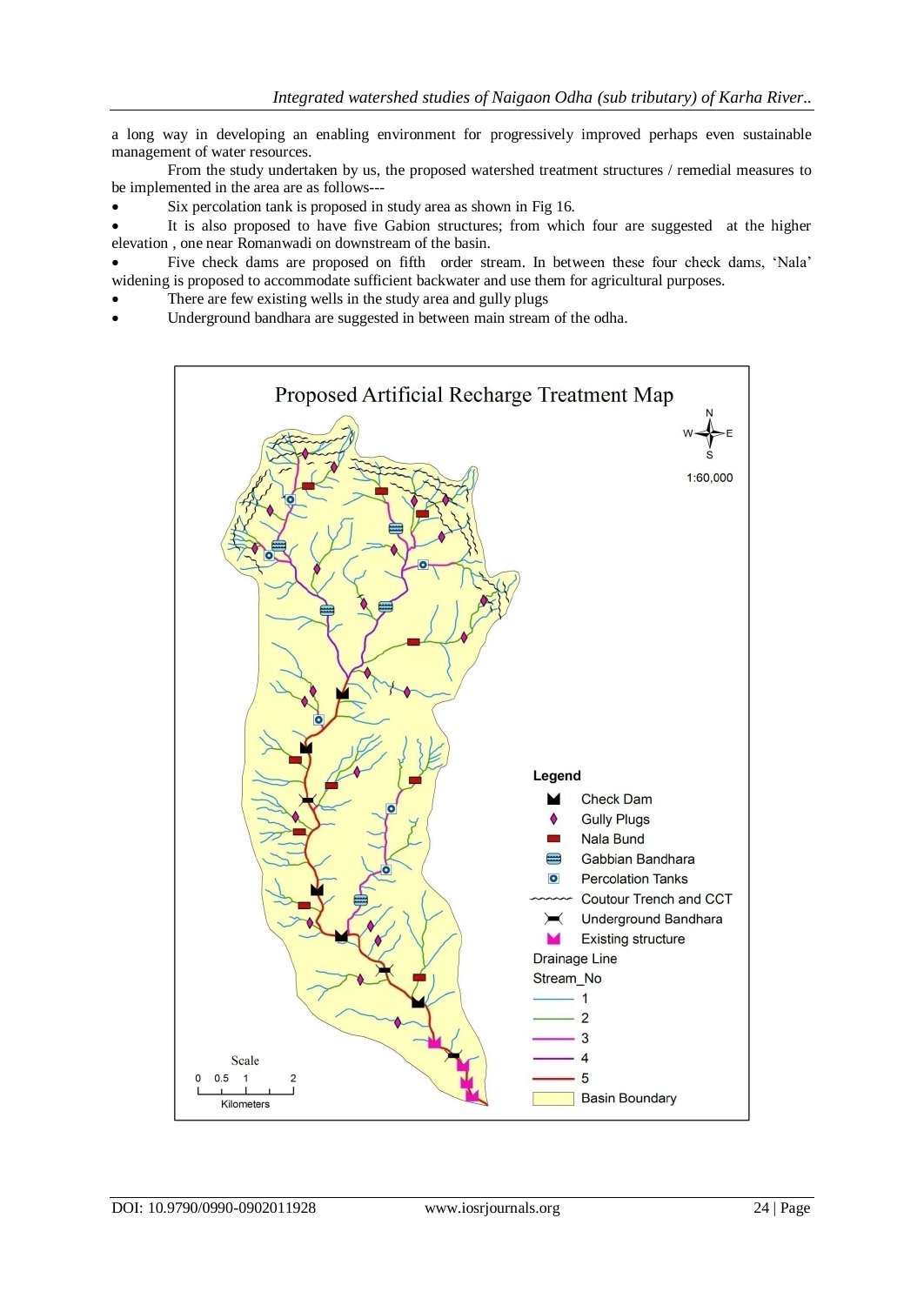a long way in developing an enabling environment for progressively improved perhaps even sustainable management of water resources.

From the study undertaken by us, the proposed watershed treatment structures / remedial measures to be implemented in the area are as follows---

- Six percolation tank is proposed in study area as shown in Fig 16.
- It is also proposed to have five Gabion structures; from which four are suggested at the higher elevation , one near Romanwadi on downstream of the basin.
- Five check dams are proposed on fifth order stream. In between these four check dams, 'Nala' widening is proposed to accommodate sufficient backwater and use them for agricultural purposes.
- There are few existing wells in the study area and gully plugs
- Underground bandhara are suggested in between main stream of the odha.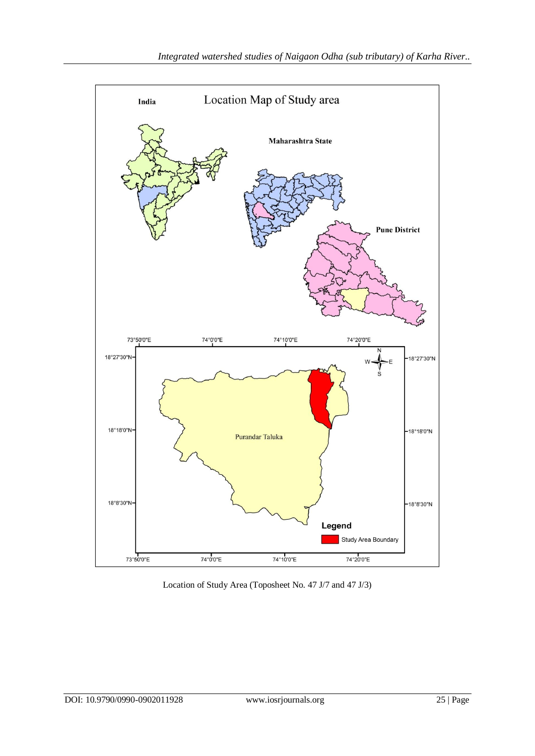Location of Study Area (Toposheet No. 47 J/7 and 47 J/3)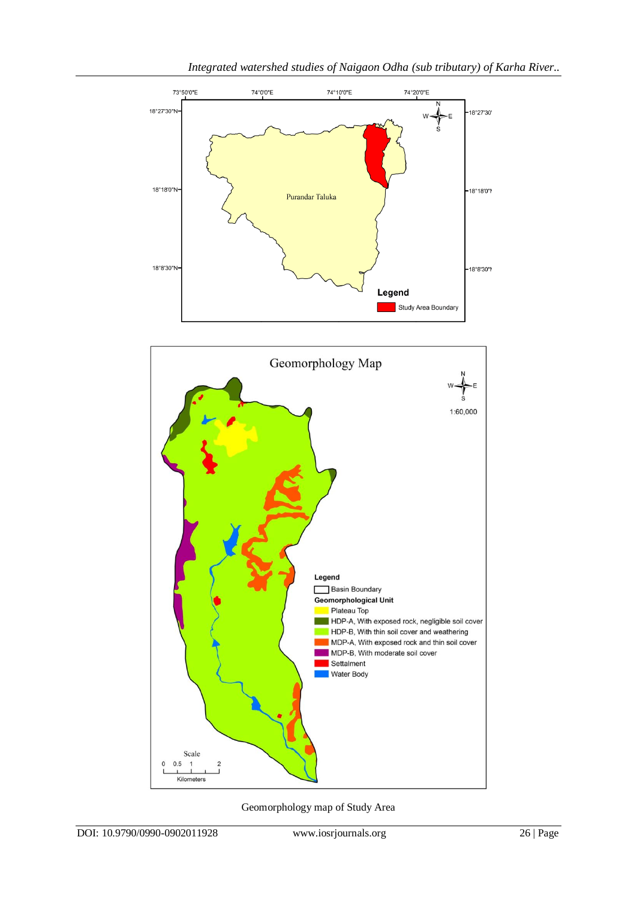Geomorphology map of Study Area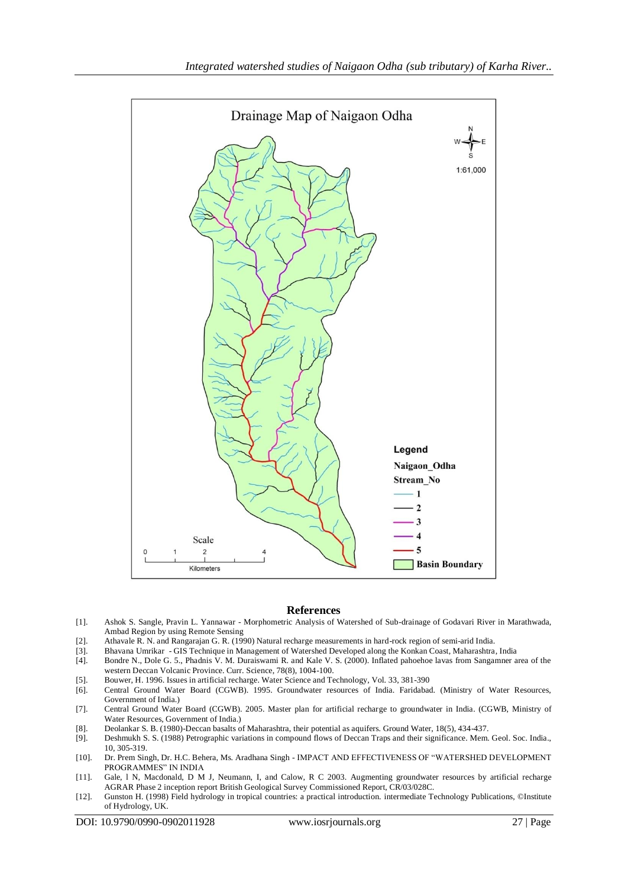## References

[1]. Ashok S. Sangle, Pravin L. Yannawar - Morphometric Analysis of Watershed of Sub-drainage of Godavari River in Marathwada, Ambad Region by using Remote Sensing

[2]. Athavale R. N. and Rangarajan G. R. (1990) Natural recharge measurements in hard-rock region of semi-arid India.

[3]. Bhavana Umrikar - GIS Technique in Management of Watershed Developed along the Konkan Coast, Maharashtra, India

[4]. Bondre N., Dole G. 5., Phadnis V. M. Duraiswami R. and Kale V. S. (2000). Inflated pahoehoe lavas from Sangamner area of the western Deccan Volcanic Province. Curr. Science, 78(8), 1004-100.

[5]. Bouwer, H. 1996. Issues in artificial recharge. Water Science and Technology, Vol. 33, 381-390

[6]. Central Ground Water Board (CGWB). 1995. Groundwater resources of India. Faridabad. (Ministry of Water Resources, Government of India.)

[7]. Central Ground Water Board (CGWB). 2005. Master plan for artificial recharge to groundwater in India. (CGWB, Ministry of Water Resources, Government of India.)

[8]. Deolankar S. B. (1980)-Deccan basalts of Maharashtra, their potential as aquifers. Ground Water, 18(5), 434-437.

[9]. Deshmukh S. S. (1988) Petrographic variations in compound flows of Deccan Traps and their significance. Mem. Geol. Soc. India., 10, 305-319.

[10]. Dr. Prem Singh, Dr. H.C. Behera, Ms. Aradhana Singh - IMPACT AND EFFECTIVENESS OF "WATERSHED DEVELOPMENT PROGRAMMES" IN INDIA

[11]. Gale, I N, Macdonald, D M J, Neumann, I, and Calow, R C 2003. Augmenting groundwater resources by artificial recharge AGRAR Phase 2 inception report British Geological Survey Commissioned Report, CR/03/028C.

[12]. Gunston H. (1998) Field hydrology in tropical countries: a practical introduction. intermediate Technology Publications, ©Institute of Hydrology, UK.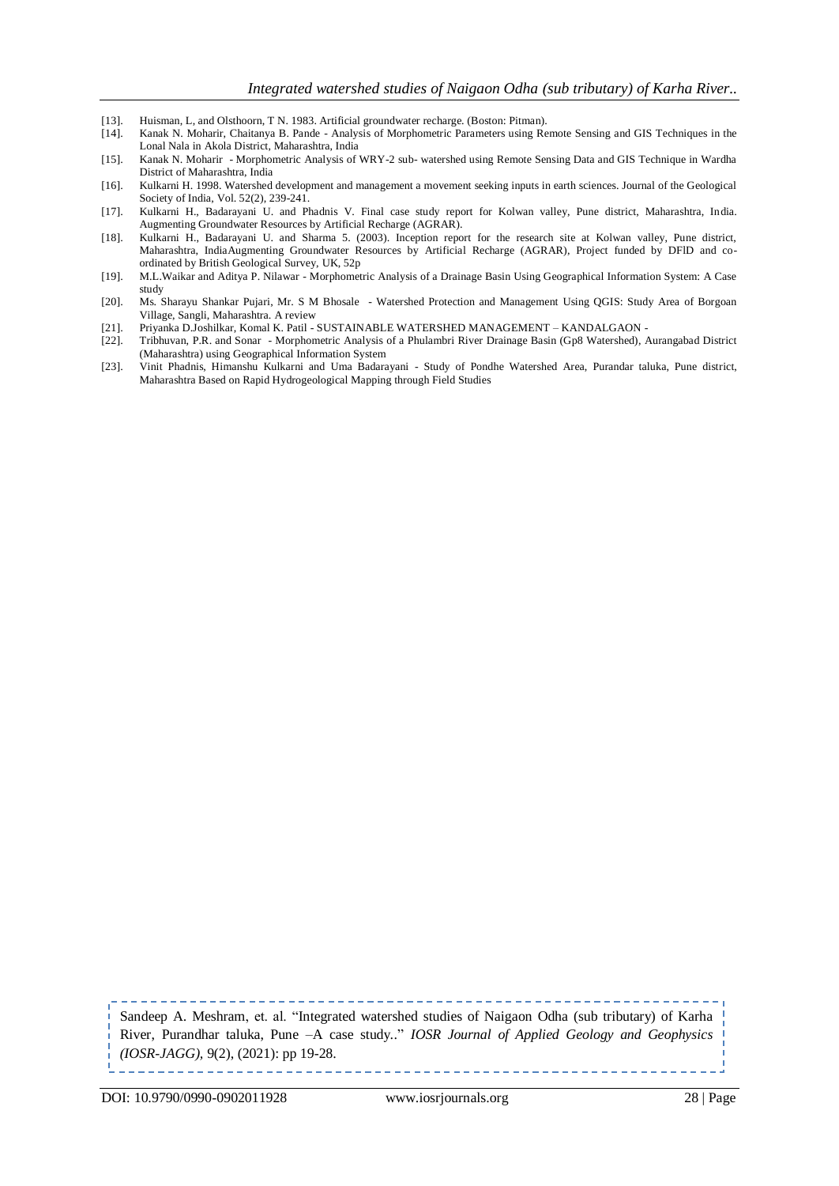[13]. Huisman, L, and Olsthoorn, T N. 1983. Artificial groundwater recharge. (Boston: Pitman).

[14]. Kanak N. Moharir, Chaitanya B. Pande - Analysis of Morphometric Parameters using Remote Sensing and GIS Techniques in the Lonal Nala in Akola District, Maharashtra, India

[15]. Kanak N. Moharir - Morphometric Analysis of WRY-2 sub- watershed using Remote Sensing Data and GIS Technique in Wardha District of Maharashtra, India

[16]. Kulkarni H. 1998. Watershed development and management a movement seeking inputs in earth sciences. Journal of the Geological Society of India, Vol. 52(2), 239-241.

[17]. Kulkarni H., Badarayani U. and Phadnis V. Final case study report for Kolwan valley, Pune district, Maharashtra, India. Augmenting Groundwater Resources by Artificial Recharge (AGRAR).

[18]. Kulkarni H., Badarayani U. and Sharma 5. (2003). Inception report for the research site at Kolwan valley, Pune district, Maharashtra, IndiaAugmenting Groundwater Resources by Artificial Recharge (AGRAR), Project funded by DFlD and co-ordinated by British Geological Survey, UK, 52p

[19]. M.L.Waikar and Aditya P. Nilawar - Morphometric Analysis of a Drainage Basin Using Geographical Information System: A Case study

[20]. Ms. Sharayu Shankar Pujari, Mr. S M Bhosale - Watershed Protection and Management Using QGIS: Study Area of Borgoan Village, Sangli, Maharashtra. A review

[21]. Priyanka D.Joshilkar, Komal K. Patil - SUSTAINABLE WATERSHED MANAGEMENT – KANDALGAON -

[22]. Tribhuvan, P.R. and Sonar - Morphometric Analysis of a Phulambri River Drainage Basin (Gp8 Watershed), Aurangabad District (Maharashtra) using Geographical Information System

[23]. Vinit Phadnis, Himanshu Kulkarni and Uma Badarayani - Study of Pondhe Watershed Area, Purandar taluka, Pune district, Maharashtra Based on Rapid Hydrogeological Mapping through Field Studies

Sandeep A. Meshram, et. al. "Integrated watershed studies of Naigaon Odha (sub tributary) of Karha River, Purandhar taluka, Pune –A case study.." *IOSR Journal of Applied Geology and Geophysics (IOSR-JAGG),* 9(2), (2021): pp 19-28.